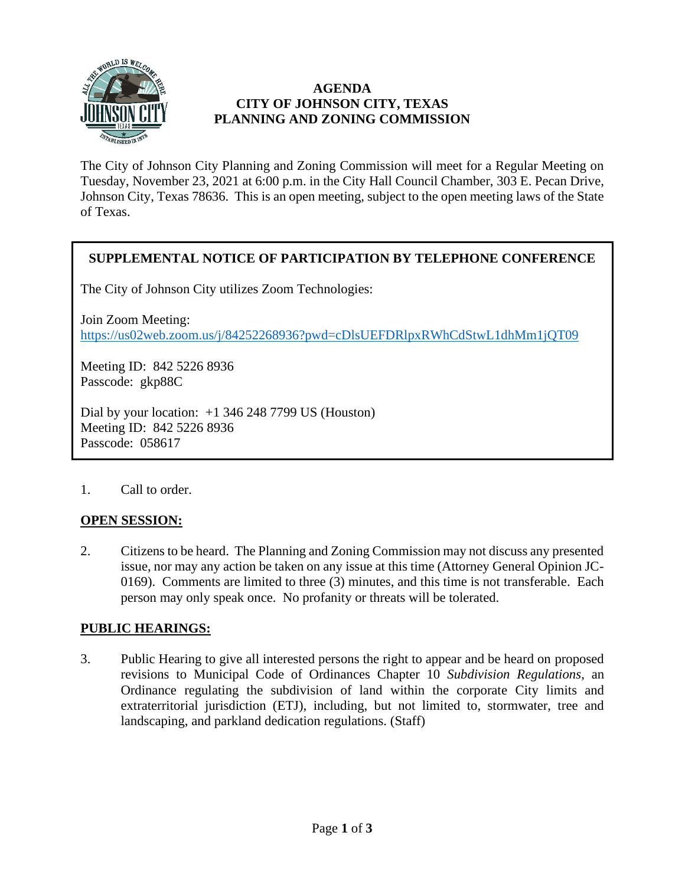# AGENDA
# CITY OF JOHNSON CITY, TEXAS
# PLANNING AND ZONING COMMISSION

The City of Johnson City Planning and Zoning Commission will meet for a Regular Meeting on Tuesday, November 23, 2021 at 6:00 p.m. in the City Hall Council Chamber, 303 E. Pecan Drive, Johnson City, Texas 78636. This is an open meeting, subject to the open meeting laws of the State of Texas.

**SUPPLEMENTAL NOTICE OF PARTICIPATION BY TELEPHONE CONFERENCE**

The City of Johnson City utilizes Zoom Technologies:

Join Zoom Meeting:
https://us02web.zoom.us/j/84252268936?pwd=cDlsUEFDRlpxRWhCdStwL1dhMm1jQT09

Meeting ID: 842 5226 8936
Passcode: gkp88C

Dial by your location: +1 346 248 7799 US (Houston)
Meeting ID: 842 5226 8936
Passcode: 058617

1. Call to order.

**OPEN SESSION:**

2. Citizens to be heard. The Planning and Zoning Commission may not discuss any presented issue, nor may any action be taken on any issue at this time (Attorney General Opinion JC-0169). Comments are limited to three (3) minutes, and this time is not transferable. Each person may only speak once. No profanity or threats will be tolerated.

**PUBLIC HEARINGS:**

3. Public Hearing to give all interested persons the right to appear and be heard on proposed revisions to Municipal Code of Ordinances Chapter 10 *Subdivision Regulations*, an Ordinance regulating the subdivision of land within the corporate City limits and extraterritorial jurisdiction (ETJ), including, but not limited to, stormwater, tree and landscaping, and parkland dedication regulations. (Staff)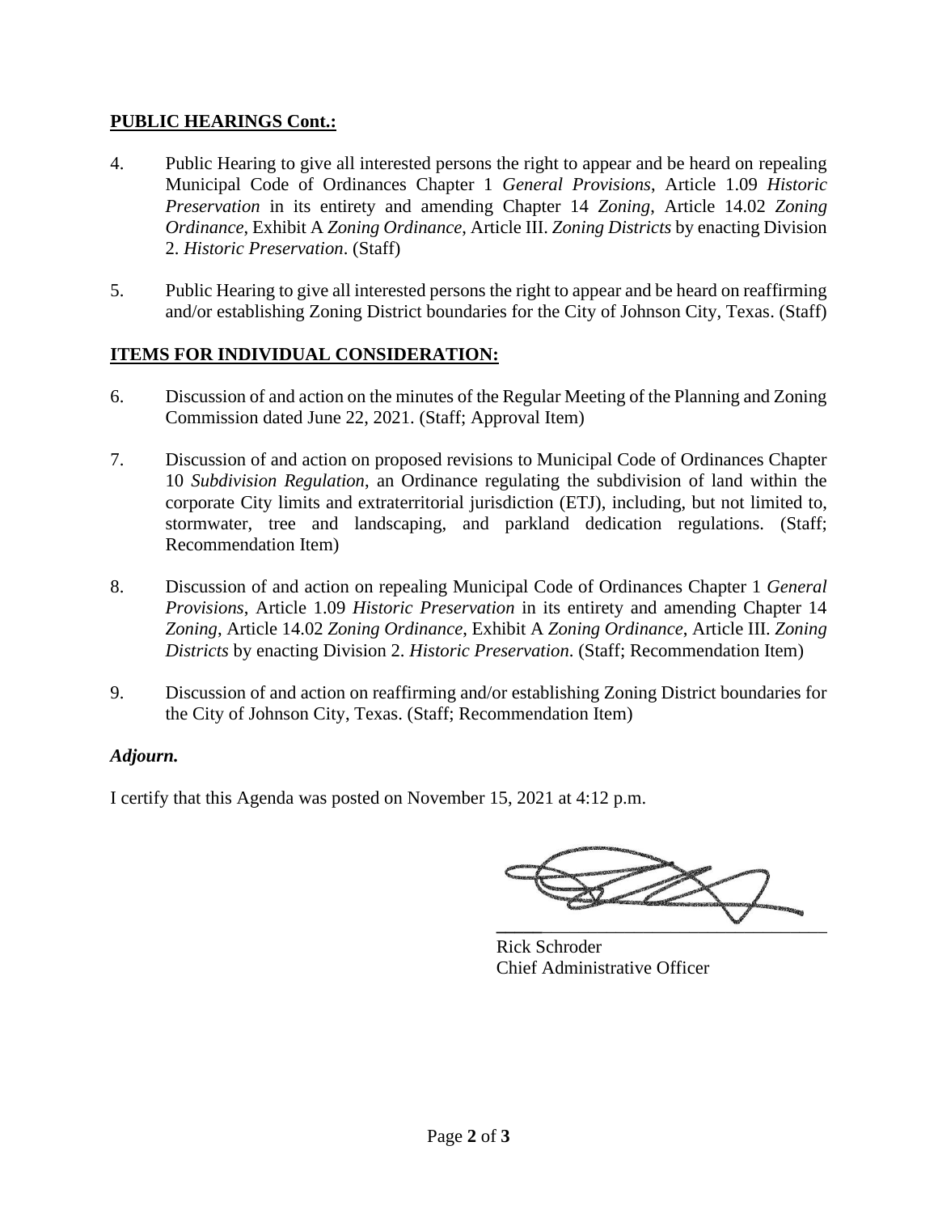**PUBLIC HEARINGS Cont.:**

4. Public Hearing to give all interested persons the right to appear and be heard on repealing Municipal Code of Ordinances Chapter 1 *General Provisions*, Article 1.09 *Historic Preservation* in its entirety and amending Chapter 14 *Zoning*, Article 14.02 *Zoning Ordinance*, Exhibit A *Zoning Ordinance*, Article III. *Zoning Districts* by enacting Division 2. *Historic Preservation*. (Staff)

5. Public Hearing to give all interested persons the right to appear and be heard on reaffirming and/or establishing Zoning District boundaries for the City of Johnson City, Texas. (Staff)

**ITEMS FOR INDIVIDUAL CONSIDERATION:**

6. Discussion of and action on the minutes of the Regular Meeting of the Planning and Zoning Commission dated June 22, 2021. (Staff; Approval Item)

7. Discussion of and action on proposed revisions to Municipal Code of Ordinances Chapter 10 *Subdivision Regulation*, an Ordinance regulating the subdivision of land within the corporate City limits and extraterritorial jurisdiction (ETJ), including, but not limited to, stormwater, tree and landscaping, and parkland dedication regulations. (Staff; Recommendation Item)

8. Discussion of and action on repealing Municipal Code of Ordinances Chapter 1 *General Provisions*, Article 1.09 *Historic Preservation* in its entirety and amending Chapter 14 *Zoning*, Article 14.02 *Zoning Ordinance*, Exhibit A *Zoning Ordinance*, Article III. *Zoning Districts* by enacting Division 2. *Historic Preservation*. (Staff; Recommendation Item)

9. Discussion of and action on reaffirming and/or establishing Zoning District boundaries for the City of Johnson City, Texas. (Staff; Recommendation Item)

***Adjourn.***

I certify that this Agenda was posted on November 15, 2021 at 4:12 p.m.

Rick Schroder
Chief Administrative Officer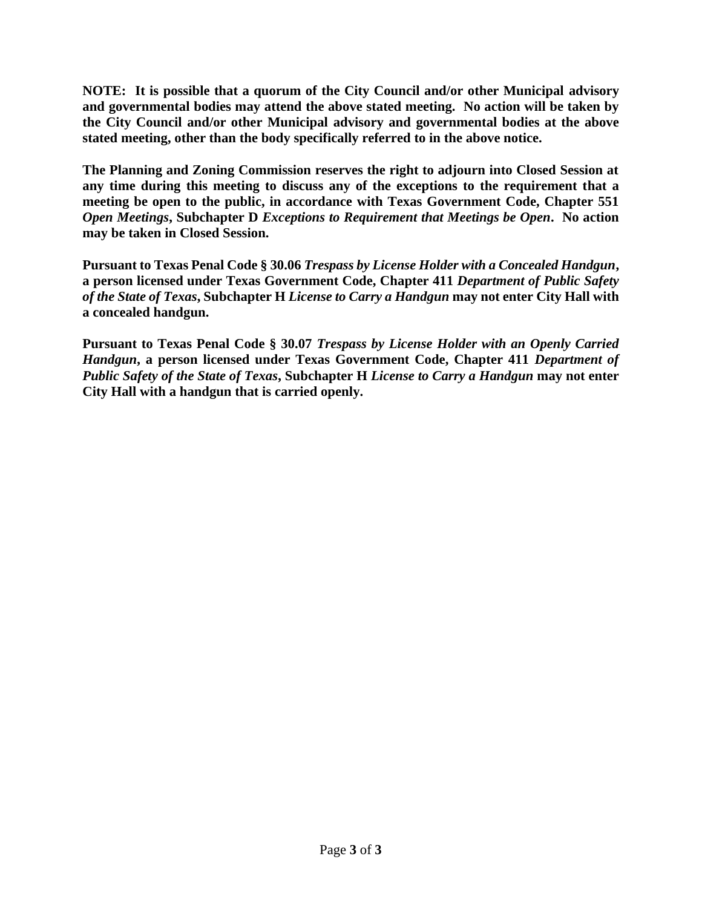**NOTE: It is possible that a quorum of the City Council and/or other Municipal advisory and governmental bodies may attend the above stated meeting. No action will be taken by the City Council and/or other Municipal advisory and governmental bodies at the above stated meeting, other than the body specifically referred to in the above notice.**

**The Planning and Zoning Commission reserves the right to adjourn into Closed Session at any time during this meeting to discuss any of the exceptions to the requirement that a meeting be open to the public, in accordance with Texas Government Code, Chapter 551 *Open Meetings*, Subchapter D *Exceptions to Requirement that Meetings be Open*. No action may be taken in Closed Session.**

**Pursuant to Texas Penal Code § 30.06 *Trespass by License Holder with a Concealed Handgun*, a person licensed under Texas Government Code, Chapter 411 *Department of Public Safety of the State of Texas*, Subchapter H *License to Carry a Handgun* may not enter City Hall with a concealed handgun.**

**Pursuant to Texas Penal Code § 30.07 *Trespass by License Holder with an Openly Carried Handgun*, a person licensed under Texas Government Code, Chapter 411 *Department of Public Safety of the State of Texas*, Subchapter H *License to Carry a Handgun* may not enter City Hall with a handgun that is carried openly.**